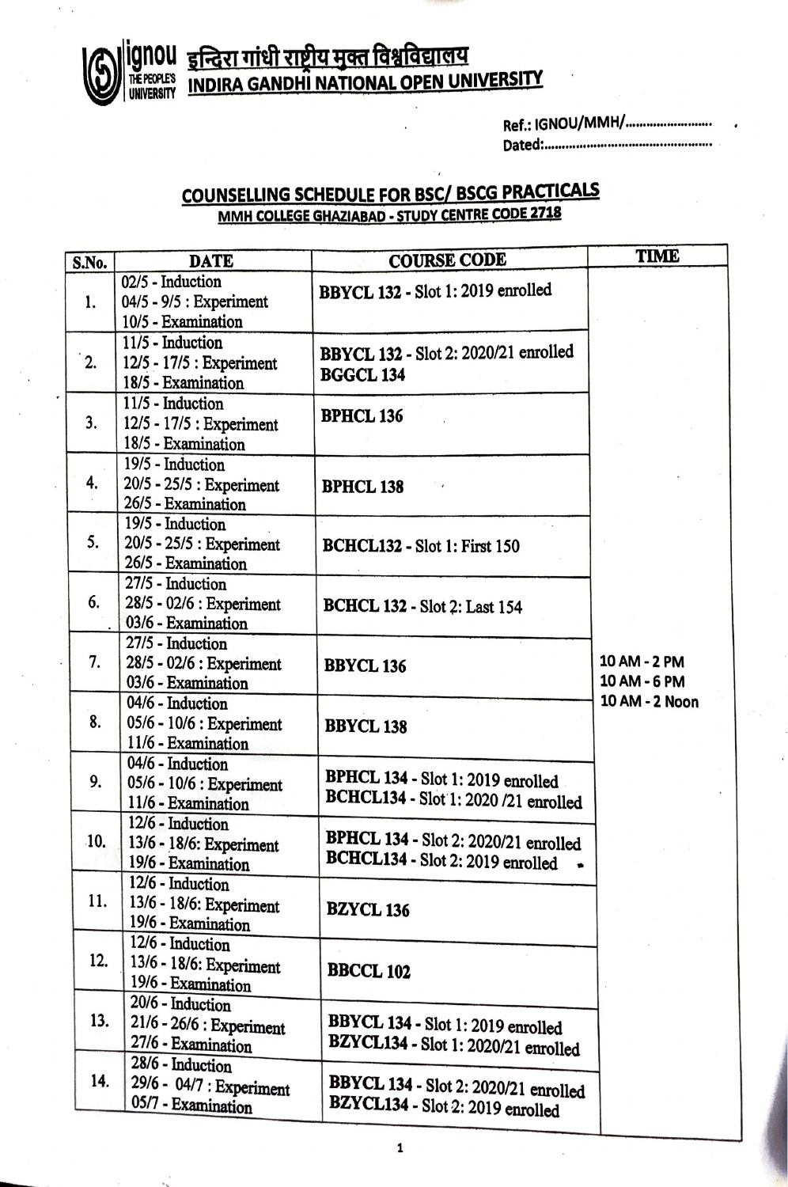# इन्दिरा गांधी राष्ट्रीय मुक्त विश्वविद्यालय
# INDIRA GANDHI NATIONAL OPEN UNIVERSITY

ignou THE PEOPLE'S UNIVERSITY

Ref.: IGNOU/MMH/.......................

Dated:...............................................

## COUNSELLING SCHEDULE FOR BSC/ BSCG PRACTICALS

### MMH COLLEGE GHAZIABAD - STUDY CENTRE CODE 2718

| S.No. | DATE | COURSE CODE | TIME |
|---|---|---|---|
| 1. | 02/5 - Induction<br>04/5 - 9/5 : Experiment<br>10/5 - Examination | **BBYCL 132** - Slot 1: 2019 enrolled | 10 AM - 2 PM<br>10 AM - 6 PM<br>10 AM - 2 Noon |
| 2. | 11/5 - Induction<br>12/5 - 17/5 : Experiment<br>18/5 - Examination | **BBYCL 132** - Slot 2: 2020/21 enrolled<br>**BGGCL 134** | |
| 3. | 11/5 - Induction<br>12/5 - 17/5 : Experiment<br>18/5 - Examination | **BPHCL 136** | |
| 4. | 19/5 - Induction<br>20/5 - 25/5 : Experiment<br>26/5 - Examination | **BPHCL 138** | |
| 5. | 19/5 - Induction<br>20/5 - 25/5 : Experiment<br>26/5 - Examination | **BCHCL132** - Slot 1: First 150 | |
| 6. | 27/5 - Induction<br>28/5 - 02/6 : Experiment<br>03/6 - Examination | **BCHCL 132** - Slot 2: Last 154 | |
| 7. | 27/5 - Induction<br>28/5 - 02/6 : Experiment<br>03/6 - Examination | **BBYCL 136** | |
| 8. | 04/6 - Induction<br>05/6 - 10/6 : Experiment<br>11/6 - Examination | **BBYCL 138** | |
| 9. | 04/6 - Induction<br>05/6 - 10/6 : Experiment<br>11/6 - Examination | **BPHCL 134** - Slot 1: 2019 enrolled<br>**BCHCL134** - Slot 1: 2020 /21 enrolled | |
| 10. | 12/6 - Induction<br>13/6 - 18/6: Experiment<br>19/6 - Examination | **BPHCL 134** - Slot 2: 2020/21 enrolled<br>**BCHCL134** - Slot 2: 2019 enrolled | |
| 11. | 12/6 - Induction<br>13/6 - 18/6: Experiment<br>19/6 - Examination | **BZYCL 136** | |
| 12. | 12/6 - Induction<br>13/6 - 18/6: Experiment<br>19/6 - Examination | **BBCCL 102** | |
| 13. | 20/6 - Induction<br>21/6 - 26/6 : Experiment<br>27/6 - Examination | **BBYCL 134** - Slot 1: 2019 enrolled<br>**BZYCL134** - Slot 1: 2020/21 enrolled | |
| 14. | 28/6 - Induction<br>29/6 - 04/7 : Experiment<br>05/7 - Examination | **BBYCL 134** - Slot 2: 2020/21 enrolled<br>**BZYCL134** - Slot 2: 2019 enrolled | |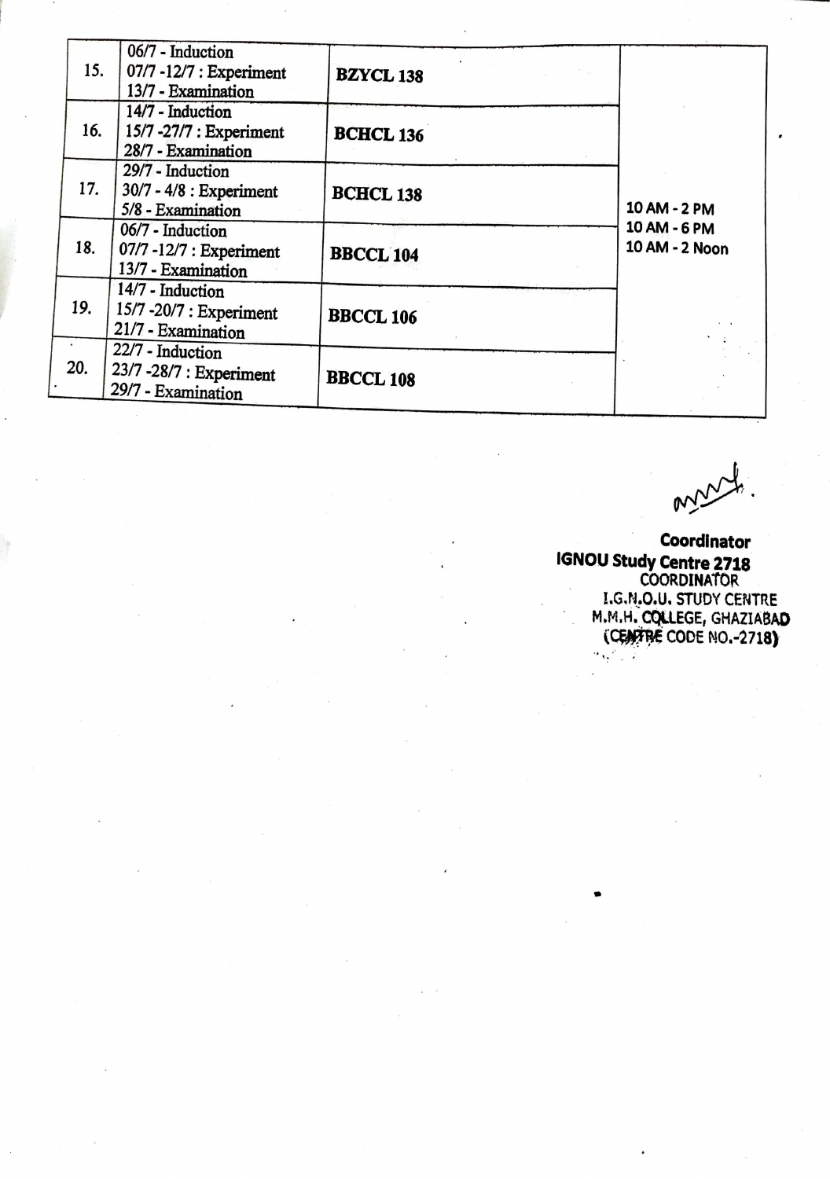| | | | |
|---|---|---|---|
| 15. | 06/7 - Induction<br>07/7 -12/7 : Experiment<br>13/7 - Examination | **BZYCL 138** | 10 AM - 2 PM<br>10 AM - 6 PM<br>10 AM - 2 Noon |
| 16. | 14/7 - Induction<br>15/7 -27/7 : Experiment<br>28/7 - Examination | **BCHCL 136** | |
| 17. | 29/7 - Induction<br>30/7 - 4/8 : Experiment<br>5/8 - Examination | **BCHCL 138** | |
| 18. | 06/7 - Induction<br>07/7 -12/7 : Experiment<br>13/7 - Examination | **BBCCL 104** | |
| 19. | 14/7 - Induction<br>15/7 -20/7 : Experiment<br>21/7 - Examination | **BBCCL 106** | |
| 20. | 22/7 - Induction<br>23/7 -28/7 : Experiment<br>29/7 - Examination | **BBCCL 108** | |

**Coordinator**
**IGNOU Study Centre 2718**

COORDINATOR
I.G.N.O.U. STUDY CENTRE
M.M.H. COLLEGE, GHAZIABAD
(CENTRE CODE NO.-2718)